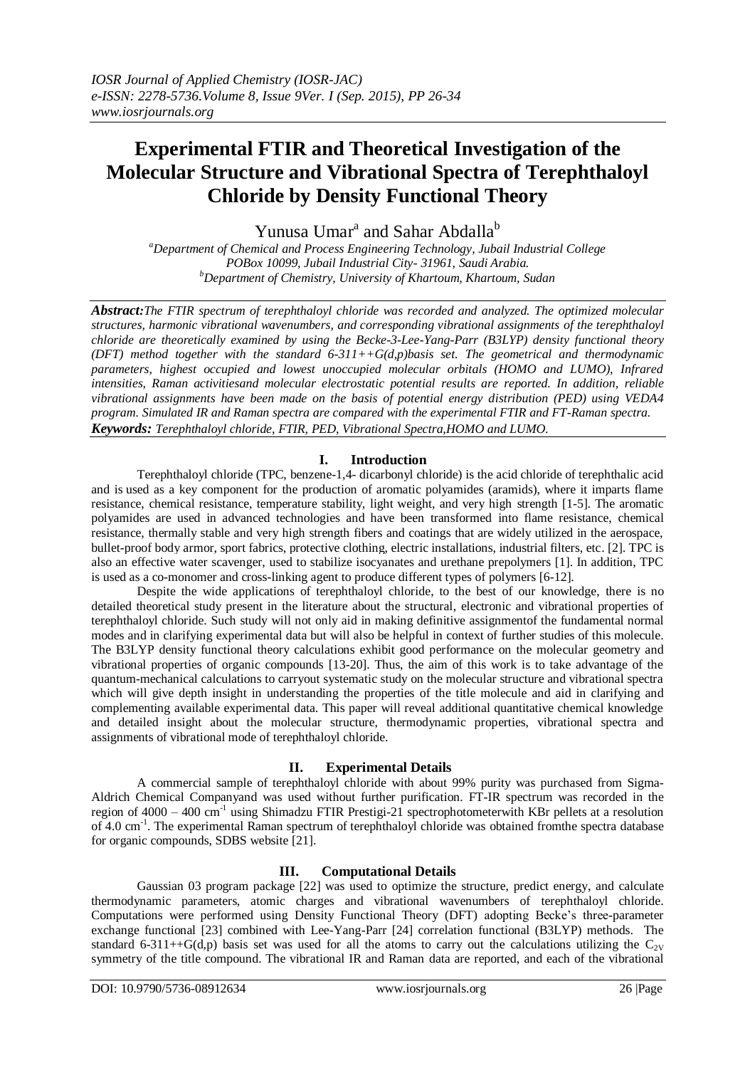# Experimental FTIR and Theoretical Investigation of the Molecular Structure and Vibrational Spectra of Terephthaloyl Chloride by Density Functional Theory

Yunusa Umar[a] and Sahar Abdalla[b]

[a]Department of Chemical and Process Engineering Technology, Jubail Industrial College POBox 10099, Jubail Industrial City- 31961, Saudi Arabia.
[b]Department of Chemistry, University of Khartoum, Khartoum, Sudan

***Abstract:*** *The FTIR spectrum of terephthaloyl chloride was recorded and analyzed. The optimized molecular structures, harmonic vibrational wavenumbers, and corresponding vibrational assignments of the terephthaloyl chloride are theoretically examined by using the Becke-3-Lee-Yang-Parr (B3LYP) density functional theory (DFT) method together with the standard 6-311++G(d,p)basis set. The geometrical and thermodynamic parameters, highest occupied and lowest unoccupied molecular orbitals (HOMO and LUMO), Infrared intensities, Raman activitiesand molecular electrostatic potential results are reported. In addition, reliable vibrational assignments have been made on the basis of potential energy distribution (PED) using VEDA4 program. Simulated IR and Raman spectra are compared with the experimental FTIR and FT-Raman spectra.*

***Keywords:*** *Terephthaloyl chloride, FTIR, PED, Vibrational Spectra,HOMO and LUMO.*

## I. Introduction

Terephthaloyl chloride (TPC, benzene-1,4- dicarbonyl chloride) is the acid chloride of terephthalic acid and is used as a key component for the production of aromatic polyamides (aramids), where it imparts flame resistance, chemical resistance, temperature stability, light weight, and very high strength [1-5]. The aromatic polyamides are used in advanced technologies and have been transformed into flame resistance, chemical resistance, thermally stable and very high strength fibers and coatings that are widely utilized in the aerospace, bullet-proof body armor, sport fabrics, protective clothing, electric installations, industrial filters, etc. [2]. TPC is also an effective water scavenger, used to stabilize isocyanates and urethane prepolymers [1]. In addition, TPC is used as a co-monomer and cross-linking agent to produce different types of polymers [6-12].

Despite the wide applications of terephthaloyl chloride, to the best of our knowledge, there is no detailed theoretical study present in the literature about the structural, electronic and vibrational properties of terephthaloyl chloride. Such study will not only aid in making definitive assignmentof the fundamental normal modes and in clarifying experimental data but will also be helpful in context of further studies of this molecule. The B3LYP density functional theory calculations exhibit good performance on the molecular geometry and vibrational properties of organic compounds [13-20]. Thus, the aim of this work is to take advantage of the quantum-mechanical calculations to carryout systematic study on the molecular structure and vibrational spectra which will give depth insight in understanding the properties of the title molecule and aid in clarifying and complementing available experimental data. This paper will reveal additional quantitative chemical knowledge and detailed insight about the molecular structure, thermodynamic properties, vibrational spectra and assignments of vibrational mode of terephthaloyl chloride.

## II. Experimental Details

A commercial sample of terephthaloyl chloride with about 99% purity was purchased from Sigma-Aldrich Chemical Companyand was used without further purification. FT-IR spectrum was recorded in the region of 4000 – 400 $cm^{-1}$ using Shimadzu FTIR Prestigi-21 spectrophotometerwith KBr pellets at a resolution of 4.0 $cm^{-1}$. The experimental Raman spectrum of terephthaloyl chloride was obtained fromthe spectra database for organic compounds, SDBS website [21].

## III. Computational Details

Gaussian 03 program package [22] was used to optimize the structure, predict energy, and calculate thermodynamic parameters, atomic charges and vibrational wavenumbers of terephthaloyl chloride. Computations were performed using Density Functional Theory (DFT) adopting Becke's three-parameter exchange functional [23] combined with Lee-Yang-Parr [24] correlation functional (B3LYP) methods. The standard 6-311++G(d,p) basis set was used for all the atoms to carry out the calculations utilizing the $C_{2V}$ symmetry of the title compound. The vibrational IR and Raman data are reported, and each of the vibrational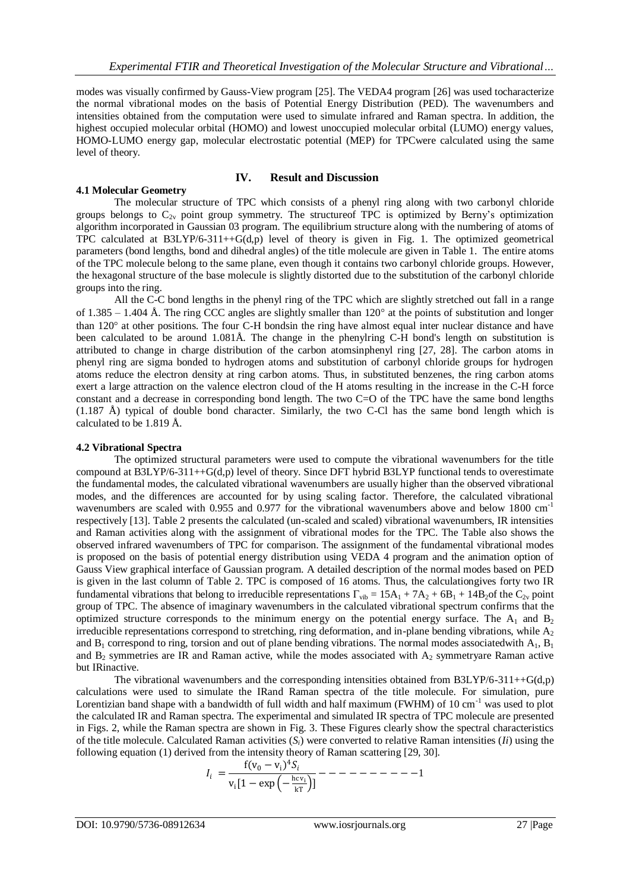modes was visually confirmed by Gauss-View program [25]. The VEDA4 program [26] was used tocharacterize the normal vibrational modes on the basis of Potential Energy Distribution (PED). The wavenumbers and intensities obtained from the computation were used to simulate infrared and Raman spectra. In addition, the highest occupied molecular orbital (HOMO) and lowest unoccupied molecular orbital (LUMO) energy values, HOMO-LUMO energy gap, molecular electrostatic potential (MEP) for TPCwere calculated using the same level of theory.

## IV. Result and Discussion

### 4.1 Molecular Geometry

The molecular structure of TPC which consists of a phenyl ring along with two carbonyl chloride groups belongs to $C_{2v}$ point group symmetry. The structureof TPC is optimized by Berny's optimization algorithm incorporated in Gaussian 03 program. The equilibrium structure along with the numbering of atoms of TPC calculated at B3LYP/6-311++G(d,p) level of theory is given in Fig. 1. The optimized geometrical parameters (bond lengths, bond and dihedral angles) of the title molecule are given in Table 1. The entire atoms of the TPC molecule belong to the same plane, even though it contains two carbonyl chloride groups. However, the hexagonal structure of the base molecule is slightly distorted due to the substitution of the carbonyl chloride groups into the ring.

All the C-C bond lengths in the phenyl ring of the TPC which are slightly stretched out fall in a range of 1.385 – 1.404 Å. The ring CCC angles are slightly smaller than 120° at the points of substitution and longer than 120° at other positions. The four C-H bondsin the ring have almost equal inter nuclear distance and have been calculated to be around 1.081Å. The change in the phenylring C-H bond's length on substitution is attributed to change in charge distribution of the carbon atomsinphenyl ring [27, 28]. The carbon atoms in phenyl ring are sigma bonded to hydrogen atoms and substitution of carbonyl chloride groups for hydrogen atoms reduce the electron density at ring carbon atoms. Thus, in substituted benzenes, the ring carbon atoms exert a large attraction on the valence electron cloud of the H atoms resulting in the increase in the C-H force constant and a decrease in corresponding bond length. The two C=O of the TPC have the same bond lengths (1.187 Å) typical of double bond character. Similarly, the two C-Cl has the same bond length which is calculated to be 1.819 Å.

### 4.2 Vibrational Spectra

The optimized structural parameters were used to compute the vibrational wavenumbers for the title compound at B3LYP/6-311++G(d,p) level of theory. Since DFT hybrid B3LYP functional tends to overestimate the fundamental modes, the calculated vibrational wavenumbers are usually higher than the observed vibrational modes, and the differences are accounted for by using scaling factor. Therefore, the calculated vibrational wavenumbers are scaled with 0.955 and 0.977 for the vibrational wavenumbers above and below 1800 $cm^{-1}$ respectively [13]. Table 2 presents the calculated (un-scaled and scaled) vibrational wavenumbers, IR intensities and Raman activities along with the assignment of vibrational modes for the TPC. The Table also shows the observed infrared wavenumbers of TPC for comparison. The assignment of the fundamental vibrational modes is proposed on the basis of potential energy distribution using VEDA 4 program and the animation option of Gauss View graphical interface of Gaussian program. A detailed description of the normal modes based on PED is given in the last column of Table 2. TPC is composed of 16 atoms. Thus, the calculationgives forty two IR fundamental vibrations that belong to irreducible representations $\Gamma_{vib} = 15A_1 + 7A_2 + 6B_1 + 14B_2$of the $C_{2v}$ point group of TPC. The absence of imaginary wavenumbers in the calculated vibrational spectrum confirms that the optimized structure corresponds to the minimum energy on the potential energy surface. The $A_1$ and $B_2$ irreducible representations correspond to stretching, ring deformation, and in-plane bending vibrations, while $A_2$ and $B_1$ correspond to ring, torsion and out of plane bending vibrations. The normal modes associatedwith $A_1$, $B_1$ and $B_2$ symmetries are IR and Raman active, while the modes associated with $A_2$ symmetryare Raman active but IRinactive.

The vibrational wavenumbers and the corresponding intensities obtained from B3LYP/6-311++G(d,p) calculations were used to simulate the IRand Raman spectra of the title molecule. For simulation, pure Lorentizian band shape with a bandwidth of full width and half maximum (FWHM) of 10 $cm^{-1}$ was used to plot the calculated IR and Raman spectra. The experimental and simulated IR spectra of TPC molecule are presented in Figs. 2, while the Raman spectra are shown in Fig. 3. These Figures clearly show the spectral characteristics of the title molecule. Calculated Raman activities ($S_i$) were converted to relative Raman intensities ($Ii$) using the following equation (1) derived from the intensity theory of Raman scattering [29, 30].

$$I_i = \frac{f(v_0 - v_i)^4 S_i}{v_i\left[1 - \exp\left(-\frac{hcv_i}{kT}\right)\right]} \qquad (1)$$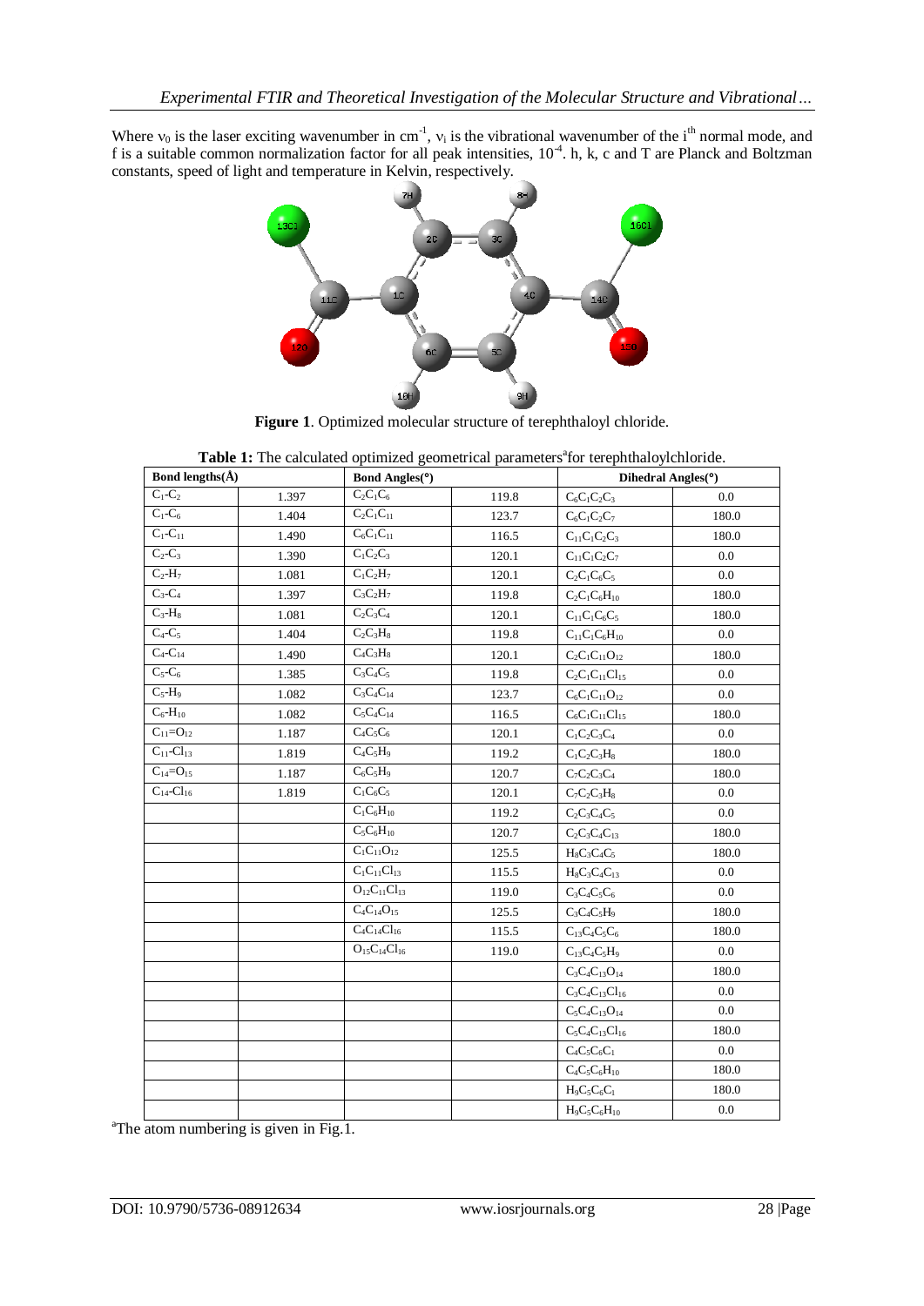Where $\nu_0$ is the laser exciting wavenumber in $cm^{-1}$, $\nu_i$ is the vibrational wavenumber of the $i^{th}$ normal mode, and f is a suitable common normalization factor for all peak intensities, $10^{-4}$. h, k, c and T are Planck and Boltzman constants, speed of light and temperature in Kelvin, respectively.

**Figure 1**. Optimized molecular structure of terephthaloyl chloride.

**Table 1:** The calculated optimized geometrical parameters[a] for terephthaloylchloride.

| Bond lengths(Å) | | Bond Angles(°) | | Dihedral Angles(°) | |
|---|---|---|---|---|---|
| $C_1$-$C_2$ | 1.397 | $C_2C_1C_6$ | 119.8 | $C_6C_1C_2C_3$ | 0.0 |
| $C_1$-$C_6$ | 1.404 | $C_2C_1C_{11}$ | 123.7 | $C_6C_1C_2C_7$ | 180.0 |
| $C_1$-$C_{11}$ | 1.490 | $C_6C_1C_{11}$ | 116.5 | $C_{11}C_1C_2C_3$ | 180.0 |
| $C_2$-$C_3$ | 1.390 | $C_1C_2C_3$ | 120.1 | $C_{11}C_1C_2C_7$ | 0.0 |
| $C_2$-$H_7$ | 1.081 | $C_1C_2H_7$ | 120.1 | $C_2C_1C_6C_5$ | 0.0 |
| $C_3$-$C_4$ | 1.397 | $C_3C_2H_7$ | 119.8 | $C_2C_1C_6H_{10}$ | 180.0 |
| $C_3$-$H_8$ | 1.081 | $C_2C_3C_4$ | 120.1 | $C_{11}C_1C_6C_5$ | 180.0 |
| $C_4$-$C_5$ | 1.404 | $C_2C_3H_8$ | 119.8 | $C_{11}C_1C_6H_{10}$ | 0.0 |
| $C_4$-$C_{14}$ | 1.490 | $C_4C_3H_8$ | 120.1 | $C_2C_1C_{11}O_{12}$ | 180.0 |
| $C_5$-$C_6$ | 1.385 | $C_3C_4C_5$ | 119.8 | $C_2C_1C_{11}Cl_{15}$ | 0.0 |
| $C_5$-$H_9$ | 1.082 | $C_3C_4C_{14}$ | 123.7 | $C_6C_1C_{11}O_{12}$ | 0.0 |
| $C_6$-$H_{10}$ | 1.082 | $C_5C_4C_{14}$ | 116.5 | $C_6C_1C_{11}Cl_{15}$ | 180.0 |
| $C_{11}$=$O_{12}$ | 1.187 | $C_4C_5C_6$ | 120.1 | $C_1C_2C_3C_4$ | 0.0 |
| $C_{11}$-$Cl_{13}$ | 1.819 | $C_4C_5H_9$ | 119.2 | $C_1C_2C_3H_8$ | 180.0 |
| $C_{14}$=$O_{15}$ | 1.187 | $C_6C_5H_9$ | 120.7 | $C_7C_2C_3C_4$ | 180.0 |
| $C_{14}$-$Cl_{16}$ | 1.819 | $C_1C_6C_5$ | 120.1 | $C_7C_2C_3H_8$ | 0.0 |
| | | $C_1C_6H_{10}$ | 119.2 | $C_2C_3C_4C_5$ | 0.0 |
| | | $C_5C_6H_{10}$ | 120.7 | $C_2C_3C_4C_{13}$ | 180.0 |
| | | $C_1C_{11}O_{12}$ | 125.5 | $H_8C_3C_4C_5$ | 180.0 |
| | | $C_1C_{11}Cl_{13}$ | 115.5 | $H_8C_3C_4C_{13}$ | 0.0 |
| | | $O_{12}C_{11}Cl_{13}$ | 119.0 | $C_3C_4C_5C_6$ | 0.0 |
| | | $C_4C_{14}O_{15}$ | 125.5 | $C_3C_4C_5H_9$ | 180.0 |
| | | $C_4C_{14}Cl_{16}$ | 115.5 | $C_{13}C_4C_5C_6$ | 180.0 |
| | | $O_{15}C_{14}Cl_{16}$ | 119.0 | $C_{13}C_4C_5H_9$ | 0.0 |
| | | | | $C_3C_4C_{13}O_{14}$ | 180.0 |
| | | | | $C_3C_4C_{13}Cl_{16}$ | 0.0 |
| | | | | $C_5C_4C_{13}O_{14}$ | 0.0 |
| | | | | $C_5C_4C_{13}Cl_{16}$ | 180.0 |
| | | | | $C_4C_5C_6C_1$ | 0.0 |
| | | | | $C_4C_5C_6H_{10}$ | 180.0 |
| | | | | $H_9C_5C_6C_1$ | 180.0 |
| | | | | $H_9C_5C_6H_{10}$ | 0.0 |

[a]The atom numbering is given in Fig.1.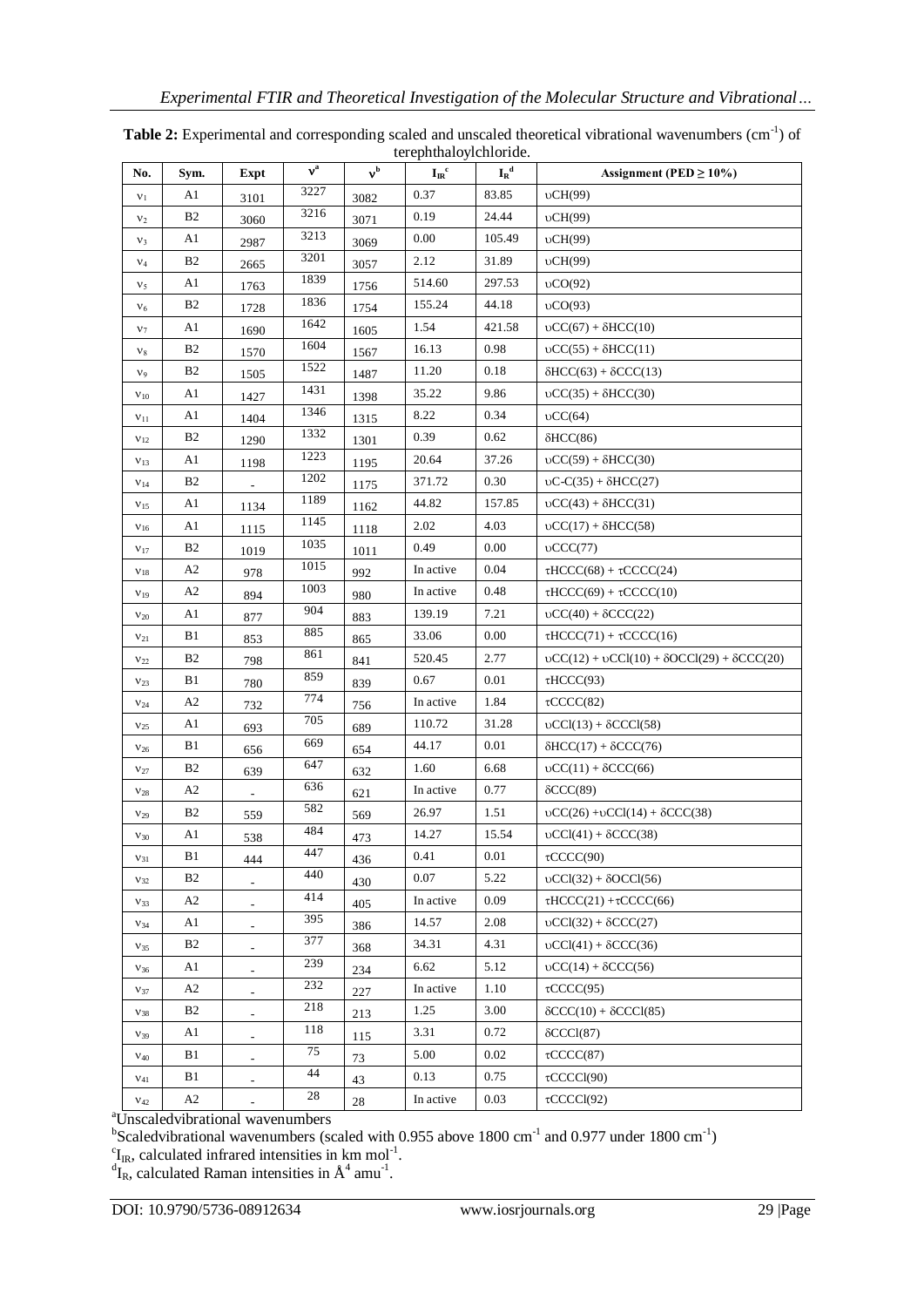**Table 2:** Experimental and corresponding scaled and unscaled theoretical vibrational wavenumbers ($cm^{-1}$) of terephthaloylchloride.

| No. | Sym. | Expt | $\nu^a$ | $\nu^b$ | $I_{IR}^c$ | $I_R^d$ | Assignment (PED ≥ 10%) |
|---|---|---|---|---|---|---|---|
| $\nu_1$ | A1 | 3101 | 3227 | 3082 | 0.37 | 83.85 | υCH(99) |
| $\nu_2$ | B2 | 3060 | 3216 | 3071 | 0.19 | 24.44 | υCH(99) |
| $\nu_3$ | A1 | 2987 | 3213 | 3069 | 0.00 | 105.49 | υCH(99) |
| $\nu_4$ | B2 | 2665 | 3201 | 3057 | 2.12 | 31.89 | υCH(99) |
| $\nu_5$ | A1 | 1763 | 1839 | 1756 | 514.60 | 297.53 | υCO(92) |
| $\nu_6$ | B2 | 1728 | 1836 | 1754 | 155.24 | 44.18 | υCO(93) |
| $\nu_7$ | A1 | 1690 | 1642 | 1605 | 1.54 | 421.58 | υCC(67) + δHCC(10) |
| $\nu_8$ | B2 | 1570 | 1604 | 1567 | 16.13 | 0.98 | υCC(55) + δHCC(11) |
| $\nu_9$ | B2 | 1505 | 1522 | 1487 | 11.20 | 0.18 | δHCC(63) + δCCC(13) |
| $\nu_{10}$ | A1 | 1427 | 1431 | 1398 | 35.22 | 9.86 | υCC(35) + δHCC(30) |
| $\nu_{11}$ | A1 | 1404 | 1346 | 1315 | 8.22 | 0.34 | υCC(64) |
| $\nu_{12}$ | B2 | 1290 | 1332 | 1301 | 0.39 | 0.62 | δHCC(86) |
| $\nu_{13}$ | A1 | 1198 | 1223 | 1195 | 20.64 | 37.26 | υCC(59) + δHCC(30) |
| $\nu_{14}$ | B2 | - | 1202 | 1175 | 371.72 | 0.30 | υC-C(35) + δHCC(27) |
| $\nu_{15}$ | A1 | 1134 | 1189 | 1162 | 44.82 | 157.85 | υCC(43) + δHCC(31) |
| $\nu_{16}$ | A1 | 1115 | 1145 | 1118 | 2.02 | 4.03 | υCC(17) + δHCC(58) |
| $\nu_{17}$ | B2 | 1019 | 1035 | 1011 | 0.49 | 0.00 | υCCC(77) |
| $\nu_{18}$ | A2 | 978 | 1015 | 992 | In active | 0.04 | τHCCC(68) + τCCCC(24) |
| $\nu_{19}$ | A2 | 894 | 1003 | 980 | In active | 0.48 | τHCCC(69) + τCCCC(10) |
| $\nu_{20}$ | A1 | 877 | 904 | 883 | 139.19 | 7.21 | υCC(40) + δCCC(22) |
| $\nu_{21}$ | B1 | 853 | 885 | 865 | 33.06 | 0.00 | τHCCC(71) + τCCCC(16) |
| $\nu_{22}$ | B2 | 798 | 861 | 841 | 520.45 | 2.77 | υCC(12) + υCCl(10) + δOCCl(29) + δCCC(20) |
| $\nu_{23}$ | B1 | 780 | 859 | 839 | 0.67 | 0.01 | τHCCC(93) |
| $\nu_{24}$ | A2 | 732 | 774 | 756 | In active | 1.84 | τCCCC(82) |
| $\nu_{25}$ | A1 | 693 | 705 | 689 | 110.72 | 31.28 | υCCl(13) + δCCCl(58) |
| $\nu_{26}$ | B1 | 656 | 669 | 654 | 44.17 | 0.01 | δHCC(17) + δCCC(76) |
| $\nu_{27}$ | B2 | 639 | 647 | 632 | 1.60 | 6.68 | υCC(11) + δCCC(66) |
| $\nu_{28}$ | A2 | - | 636 | 621 | In active | 0.77 | δCCC(89) |
| $\nu_{29}$ | B2 | 559 | 582 | 569 | 26.97 | 1.51 | υCC(26) +υCCl(14) + δCCC(38) |
| $\nu_{30}$ | A1 | 538 | 484 | 473 | 14.27 | 15.54 | υCCl(41) + δCCC(38) |
| $\nu_{31}$ | B1 | 444 | 447 | 436 | 0.41 | 0.01 | τCCCC(90) |
| $\nu_{32}$ | B2 | - | 440 | 430 | 0.07 | 5.22 | υCCl(32) + δOCCl(56) |
| $\nu_{33}$ | A2 | - | 414 | 405 | In active | 0.09 | τHCCC(21) +τCCCC(66) |
| $\nu_{34}$ | A1 | - | 395 | 386 | 14.57 | 2.08 | υCCl(32) + δCCC(27) |
| $\nu_{35}$ | B2 | - | 377 | 368 | 34.31 | 4.31 | υCCl(41) + δCCC(36) |
| $\nu_{36}$ | A1 | - | 239 | 234 | 6.62 | 5.12 | υCC(14) + δCCC(56) |
| $\nu_{37}$ | A2 | - | 232 | 227 | In active | 1.10 | τCCCC(95) |
| $\nu_{38}$ | B2 | - | 218 | 213 | 1.25 | 3.00 | δCCC(10) + δCCCl(85) |
| $\nu_{39}$ | A1 | - | 118 | 115 | 3.31 | 0.72 | δCCCl(87) |
| $\nu_{40}$ | B1 | - | 75 | 73 | 5.00 | 0.02 | τCCCC(87) |
| $\nu_{41}$ | B1 | - | 44 | 43 | 0.13 | 0.75 | τCCCCl(90) |
| $\nu_{42}$ | A2 | - | 28 | 28 | In active | 0.03 | τCCCCl(92) |

[a]Unscaledvibrational wavenumbers
[b]Scaledvibrational wavenumbers (scaled with 0.955 above 1800 $cm^{-1}$ and 0.977 under 1800 $cm^{-1}$)
[c]$I_{IR}$, calculated infrared intensities in km $mol^{-1}$.
[d]$I_R$, calculated Raman intensities in $Å^4$ $amu^{-1}$.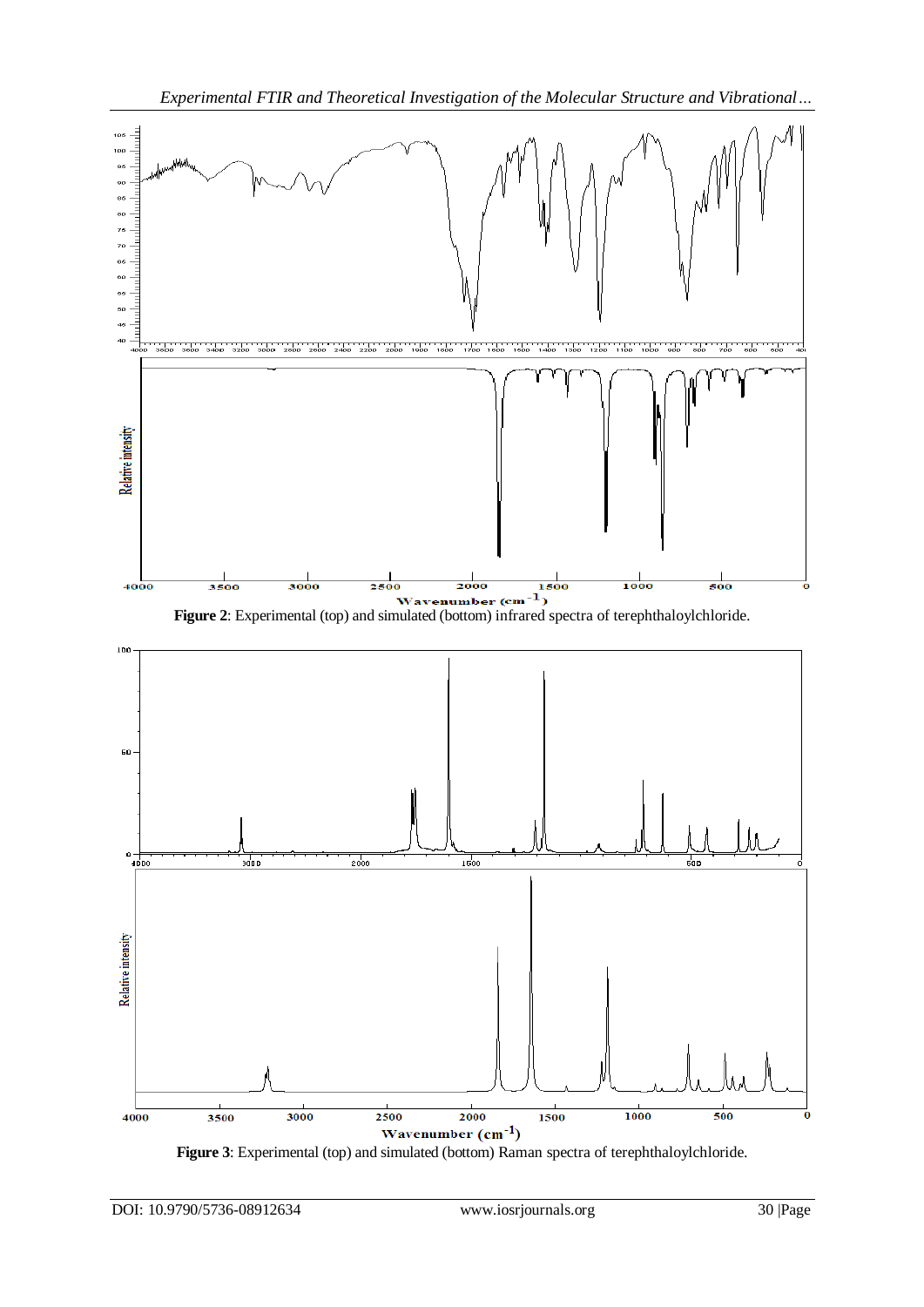**Figure 2**: Experimental (top) and simulated (bottom) infrared spectra of terephthaloylchloride.

**Figure 3**: Experimental (top) and simulated (bottom) Raman spectra of terephthaloylchloride.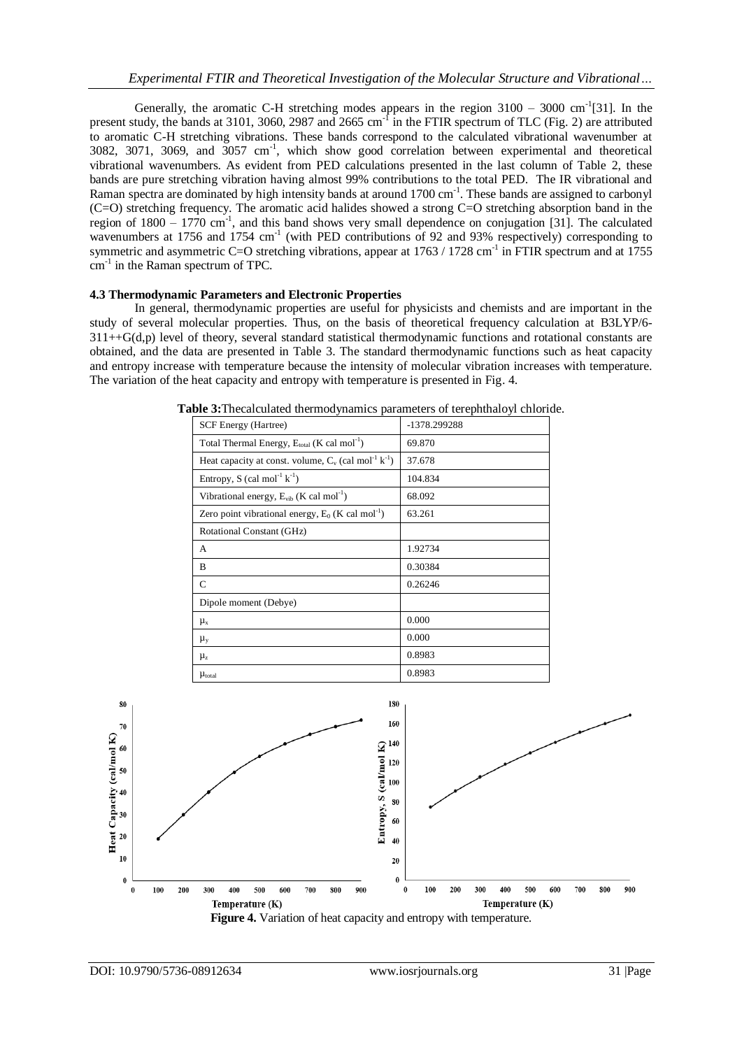Generally, the aromatic C-H stretching modes appears in the region 3100 – 3000 $cm^{-1}$[31]. In the present study, the bands at 3101, 3060, 2987 and 2665 $cm^{-1}$ in the FTIR spectrum of TLC (Fig. 2) are attributed to aromatic C-H stretching vibrations. These bands correspond to the calculated vibrational wavenumber at 3082, 3071, 3069, and 3057 $cm^{-1}$, which show good correlation between experimental and theoretical vibrational wavenumbers. As evident from PED calculations presented in the last column of Table 2, these bands are pure stretching vibration having almost 99% contributions to the total PED. The IR vibrational and Raman spectra are dominated by high intensity bands at around 1700 $cm^{-1}$. These bands are assigned to carbonyl (C=O) stretching frequency. The aromatic acid halides showed a strong C=O stretching absorption band in the region of 1800 – 1770 $cm^{-1}$, and this band shows very small dependence on conjugation [31]. The calculated wavenumbers at 1756 and 1754 $cm^{-1}$ (with PED contributions of 92 and 93% respectively) corresponding to symmetric and asymmetric C=O stretching vibrations, appear at 1763 / 1728 $cm^{-1}$ in FTIR spectrum and at 1755 $cm^{-1}$ in the Raman spectrum of TPC.

### 4.3 Thermodynamic Parameters and Electronic Properties

In general, thermodynamic properties are useful for physicists and chemists and are important in the study of several molecular properties. Thus, on the basis of theoretical frequency calculation at B3LYP/6-311++G(d,p) level of theory, several standard statistical thermodynamic functions and rotational constants are obtained, and the data are presented in Table 3. The standard thermodynamic functions such as heat capacity and entropy increase with temperature because the intensity of molecular vibration increases with temperature. The variation of the heat capacity and entropy with temperature is presented in Fig. 4.

**Table 3:** Thecalculated thermodynamics parameters of terephthaloyl chloride.

| SCF Energy (Hartree) | -1378.299288 |
|---|---|
| Total Thermal Energy, $E_{total}$ (K cal $mol^{-1}$) | 69.870 |
| Heat capacity at const. volume, $C_v$ (cal $mol^{-1}$ $k^{-1}$) | 37.678 |
| Entropy, S (cal $mol^{-1}$ $k^{-1}$) | 104.834 |
| Vibrational energy, $E_{vib}$ (K cal $mol^{-1}$) | 68.092 |
| Zero point vibrational energy, $E_0$ (K cal $mol^{-1}$) | 63.261 |
| Rotational Constant (GHz) | |
| A | 1.92734 |
| B | 0.30384 |
| C | 0.26246 |
| Dipole moment (Debye) | |
| $\mu_x$ | 0.000 |
| $\mu_y$ | 0.000 |
| $\mu_z$ | 0.8983 |
| $\mu_{total}$ | 0.8983 |

**Figure 4.** Variation of heat capacity and entropy with temperature.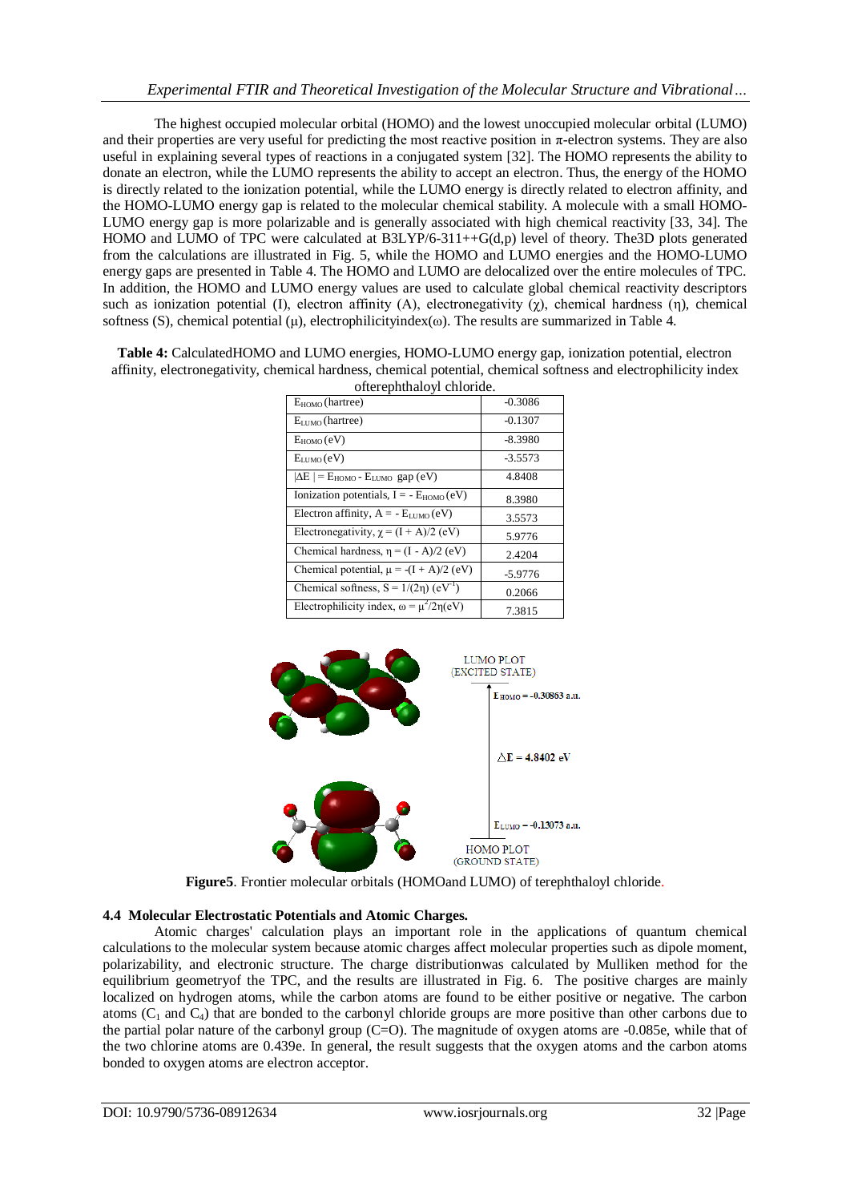The highest occupied molecular orbital (HOMO) and the lowest unoccupied molecular orbital (LUMO) and their properties are very useful for predicting the most reactive position in π-electron systems. They are also useful in explaining several types of reactions in a conjugated system [32]. The HOMO represents the ability to donate an electron, while the LUMO represents the ability to accept an electron. Thus, the energy of the HOMO is directly related to the ionization potential, while the LUMO energy is directly related to electron affinity, and the HOMO-LUMO energy gap is related to the molecular chemical stability. A molecule with a small HOMO-LUMO energy gap is more polarizable and is generally associated with high chemical reactivity [33, 34]. The HOMO and LUMO of TPC were calculated at B3LYP/6-311++G(d,p) level of theory. The3D plots generated from the calculations are illustrated in Fig. 5, while the HOMO and LUMO energies and the HOMO-LUMO energy gaps are presented in Table 4. The HOMO and LUMO are delocalized over the entire molecules of TPC. In addition, the HOMO and LUMO energy values are used to calculate global chemical reactivity descriptors such as ionization potential (I), electron affinity (A), electronegativity (χ), chemical hardness (η), chemical softness (S), chemical potential (μ), electrophilicityindex(ω). The results are summarized in Table 4.

**Table 4:** CalculatedHOMO and LUMO energies, HOMO-LUMO energy gap, ionization potential, electron affinity, electronegativity, chemical hardness, chemical potential, chemical softness and electrophilicity index ofterephthaloyl chloride.

| | |
|---|---|
| $E_{HOMO}$ (hartree) | -0.3086 |
| $E_{LUMO}$ (hartree) | -0.1307 |
| $E_{HOMO}$ (eV) | -8.3980 |
| $E_{LUMO}$ (eV) | -3.5573 |
| $\|\Delta E\| = E_{HOMO} - E_{LUMO}$ gap (eV) | 4.8408 |
| Ionization potentials, $I = -E_{HOMO}$ (eV) | 8.3980 |
| Electron affinity, $A = -E_{LUMO}$ (eV) | 3.5573 |
| Electronegativity, $\chi = (I + A)/2$ (eV) | 5.9776 |
| Chemical hardness, $\eta = (I - A)/2$ (eV) | 2.4204 |
| Chemical potential, $\mu = -(I + A)/2$ (eV) | -5.9776 |
| Chemical softness, $S = 1/(2\eta)$ ($eV^{-1}$) | 0.2066 |
| Electrophilicity index, $\omega = \mu^2/2\eta$(eV) | 7.3815 |

LUMO PLOT (EXCITED STATE)

$E_{HOMO} = -0.30863$ a.u.

$\Delta E = 4.8402$ eV

$E_{LUMO} = -0.13073$ a.u.

HOMO PLOT (GROUND STATE)

**Figure5**. Frontier molecular orbitals (HOMOand LUMO) of terephthaloyl chloride.

### 4.4 Molecular Electrostatic Potentials and Atomic Charges.

Atomic charges' calculation plays an important role in the applications of quantum chemical calculations to the molecular system because atomic charges affect molecular properties such as dipole moment, polarizability, and electronic structure. The charge distributionwas calculated by Mulliken method for the equilibrium geometryof the TPC, and the results are illustrated in Fig. 6. The positive charges are mainly localized on hydrogen atoms, while the carbon atoms are found to be either positive or negative. The carbon atoms ($C_1$ and $C_4$) that are bonded to the carbonyl chloride groups are more positive than other carbons due to the partial polar nature of the carbonyl group (C=O). The magnitude of oxygen atoms are -0.085e, while that of the two chlorine atoms are 0.439e. In general, the result suggests that the oxygen atoms and the carbon atoms bonded to oxygen atoms are electron acceptor.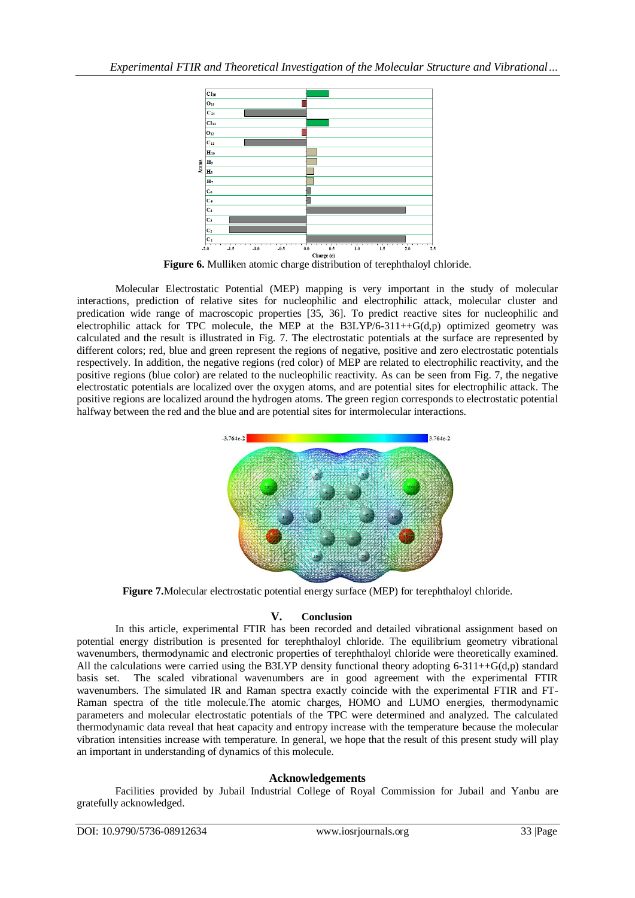**Figure 6.** Mulliken atomic charge distribution of terephthaloyl chloride.

Molecular Electrostatic Potential (MEP) mapping is very important in the study of molecular interactions, prediction of relative sites for nucleophilic and electrophilic attack, molecular cluster and predication wide range of macroscopic properties [35, 36]. To predict reactive sites for nucleophilic and electrophilic attack for TPC molecule, the MEP at the B3LYP/6-311++G(d,p) optimized geometry was calculated and the result is illustrated in Fig. 7. The electrostatic potentials at the surface are represented by different colors; red, blue and green represent the regions of negative, positive and zero electrostatic potentials respectively. In addition, the negative regions (red color) of MEP are related to electrophilic reactivity, and the positive regions (blue color) are related to the nucleophilic reactivity. As can be seen from Fig. 7, the negative electrostatic potentials are localized over the oxygen atoms, and are potential sites for electrophilic attack. The positive regions are localized around the hydrogen atoms. The green region corresponds to electrostatic potential halfway between the red and the blue and are potential sites for intermolecular interactions.

**Figure 7.** Molecular electrostatic potential energy surface (MEP) for terephthaloyl chloride.

## V. Conclusion

In this article, experimental FTIR has been recorded and detailed vibrational assignment based on potential energy distribution is presented for terephthaloyl chloride. The equilibrium geometry vibrational wavenumbers, thermodynamic and electronic properties of terephthaloyl chloride were theoretically examined. All the calculations were carried using the B3LYP density functional theory adopting 6-311++G(d,p) standard basis set. The scaled vibrational wavenumbers are in good agreement with the experimental FTIR wavenumbers. The simulated IR and Raman spectra exactly coincide with the experimental FTIR and FT-Raman spectra of the title molecule.The atomic charges, HOMO and LUMO energies, thermodynamic parameters and molecular electrostatic potentials of the TPC were determined and analyzed. The calculated thermodynamic data reveal that heat capacity and entropy increase with the temperature because the molecular vibration intensities increase with temperature. In general, we hope that the result of this present study will play an important in understanding of dynamics of this molecule.

## Acknowledgements

Facilities provided by Jubail Industrial College of Royal Commission for Jubail and Yanbu are gratefully acknowledged.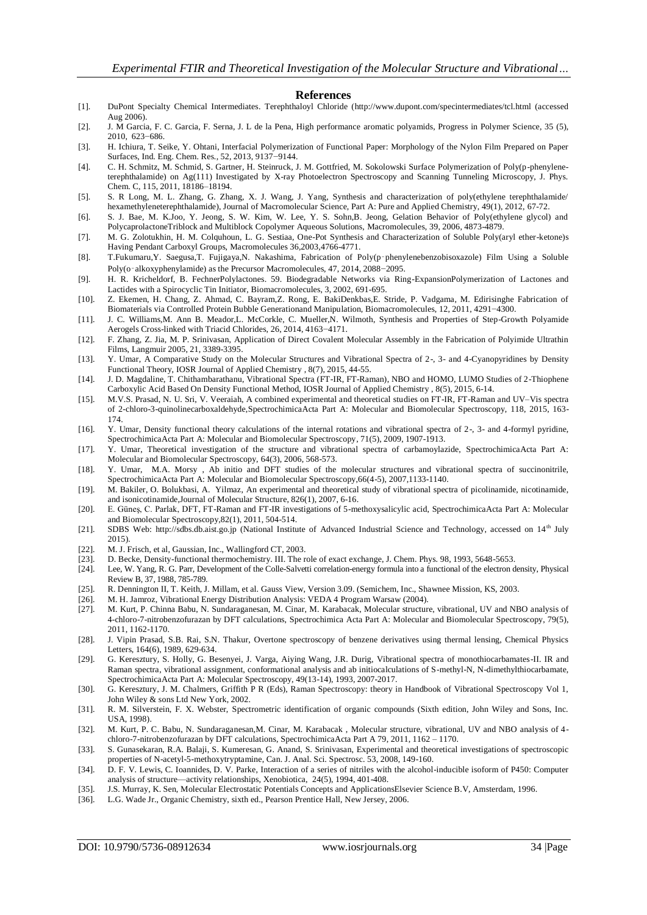## References

[1]. DuPont Specialty Chemical Intermediates. Terephthaloyl Chloride (http://www.dupont.com/specintermediates/tcl.html (accessed Aug 2006).

[2]. J. M Garcia, F. C. Garcia, F. Serna, J. L de la Pena, High performance aromatic polyamids, Progress in Polymer Science, 35 (5), 2010, 623−686.

[3]. H. Ichiura, T. Seike, Y. Ohtani, Interfacial Polymerization of Functional Paper: Morphology of the Nylon Film Prepared on Paper Surfaces, Ind. Eng. Chem. Res., 52, 2013, 9137−9144.

[4]. C. H. Schmitz, M. Schmid, S. Gartner, H. Steinruck, J. M. Gottfried, M. Sokolowski Surface Polymerization of Poly(p-phenylene-terephthalamide) on Ag(111) Investigated by X-ray Photoelectron Spectroscopy and Scanning Tunneling Microscopy, J. Phys. Chem. C, 115, 2011, 18186–18194.

[5]. S. R Long, M. L. Zhang, G. Zhang, X. J. Wang, J. Yang, Synthesis and characterization of poly(ethylene terephthalamide/ hexamethyleneterephthalamide), Journal of Macromolecular Science, Part A: Pure and Applied Chemistry, 49(1), 2012, 67-72.

[6]. S. J. Bae, M. K.Joo, Y. Jeong, S. W. Kim, W. Lee, Y. S. Sohn,B. Jeong, Gelation Behavior of Poly(ethylene glycol) and PolycaprolactoneTriblock and Multiblock Copolymer Aqueous Solutions, Macromolecules, 39, 2006, 4873-4879.

[7]. M. G. Zolotukhin, H. M. Colquhoun, L. G. Sestiaa, One-Pot Synthesis and Characterization of Soluble Poly(aryl ether-ketone)s Having Pendant Carboxyl Groups, Macromolecules 36,2003,4766-4771.

[8]. T.Fukumaru,Y. Saegusa,T. Fujigaya,N. Nakashima, Fabrication of Poly(p‑phenylenebenzobisoxazole) Film Using a Soluble Poly(o‑alkoxyphenylamide) as the Precursor Macromolecules, 47, 2014, 2088−2095.

[9]. H. R. Kricheldorf, B. FechnerPolylactones. 59. Biodegradable Networks via Ring-ExpansionPolymerization of Lactones and Lactides with a Spirocyclic Tin Initiator, Biomacromolecules, 3, 2002, 691-695.

[10]. Z. Ekemen, H. Chang, Z. Ahmad, C. Bayram,Z. Rong, E. BakiDenkbas,E. Stride, P. Vadgama, M. Edirisinghe Fabrication of Biomaterials via Controlled Protein Bubble Generationand Manipulation, Biomacromolecules, 12, 2011, 4291−4300.

[11]. J. C. Williams,M. Ann B. Meador,L. McCorkle, C. Mueller,N. Wilmoth, Synthesis and Properties of Step-Growth Polyamide Aerogels Cross-linked with Triacid Chlorides, 26, 2014, 4163−4171.

[12]. F. Zhang, Z. Jia, M. P. Srinivasan, Application of Direct Covalent Molecular Assembly in the Fabrication of Polyimide Ultrathin Films, Langmuir 2005, 21, 3389-3395.

[13]. Y. Umar, A Comparative Study on the Molecular Structures and Vibrational Spectra of 2-, 3- and 4-Cyanopyridines by Density Functional Theory, IOSR Journal of Applied Chemistry , 8(7), 2015, 44-55.

[14]. J. D. Magdaline, T. Chithambarathanu, Vibrational Spectra (FT-IR, FT-Raman), NBO and HOMO, LUMO Studies of 2-Thiophene Carboxylic Acid Based On Density Functional Method, IOSR Journal of Applied Chemistry , 8(5), 2015, 6-14.

[15]. M.V.S. Prasad, N. U. Sri, V. Veeraiah, A combined experimental and theoretical studies on FT-IR, FT-Raman and UV–Vis spectra of 2-chloro-3-quinolinecarboxaldehyde,SpectrochimicaActa Part A: Molecular and Biomolecular Spectroscopy, 118, 2015, 163-174.

[16]. Y. Umar, Density functional theory calculations of the internal rotations and vibrational spectra of 2-, 3- and 4-formyl pyridine, SpectrochimicaActa Part A: Molecular and Biomolecular Spectroscopy, 71(5), 2009, 1907-1913.

[17]. Y. Umar, Theoretical investigation of the structure and vibrational spectra of carbamoylazide, SpectrochimicaActa Part A: Molecular and Biomolecular Spectroscopy, 64(3), 2006, 568-573.

[18]. Y. Umar, M.A. Morsy , Ab initio and DFT studies of the molecular structures and vibrational spectra of succinonitrile, SpectrochimicaActa Part A: Molecular and Biomolecular Spectroscopy,66(4-5), 2007,1133-1140.

[19]. M. Bakiler, O. Bolukbasi, A. Yilmaz, An experimental and theoretical study of vibrational spectra of picolinamide, nicotinamide, and isonicotinamide,Journal of Molecular Structure, 826(1), 2007, 6-16.

[20]. E. Güneş, C. Parlak, DFT, FT-Raman and FT-IR investigations of 5-methoxysalicylic acid, SpectrochimicaActa Part A: Molecular and Biomolecular Spectroscopy,82(1), 2011, 504-514.

[21]. SDBS Web: http://sdbs.db.aist.go.jp (National Institute of Advanced Industrial Science and Technology, accessed on 14th July 2015).

[22]. M. J. Frisch, et al, Gaussian, Inc., Wallingford CT, 2003.

[23]. D. Becke, Density-functional thermochemistry. III. The role of exact exchange, J. Chem. Phys. 98, 1993, 5648-5653.

[24]. Lee, W. Yang, R. G. Parr, Development of the Colle-Salvetti correlation-energy formula into a functional of the electron density, Physical Review B, 37, 1988, 785-789.

[25]. R. Dennington II, T. Keith, J. Millam, et al. Gauss View, Version 3.09. (Semichem, Inc., Shawnee Mission, KS, 2003.

[26]. M. H. Jamroz, Vibrational Energy Distribution Analysis: VEDA 4 Program Warsaw (2004).

[27]. M. Kurt, P. Chinna Babu, N. Sundaraganesan, M. Cinar, M. Karabacak, Molecular structure, vibrational, UV and NBO analysis of 4-chloro-7-nitrobenzofurazan by DFT calculations, Spectrochimica Acta Part A: Molecular and Biomolecular Spectroscopy, 79(5), 2011, 1162-1170.

[28]. J. Vipin Prasad, S.B. Rai, S.N. Thakur, Overtone spectroscopy of benzene derivatives using thermal lensing, Chemical Physics Letters, 164(6), 1989, 629-634.

[29]. G. Keresztury, S. Holly, G. Besenyei, J. Varga, Aiying Wang, J.R. Durig, Vibrational spectra of monothiocarbamates-II. IR and Raman spectra, vibrational assignment, conformational analysis and ab initiocalculations of S-methyl-N, N-dimethylthiocarbamate, SpectrochimicaActa Part A: Molecular Spectroscopy, 49(13-14), 1993, 2007-2017.

[30]. G. Keresztury, J. M. Chalmers, Griffith P R (Eds), Raman Spectroscopy: theory in Handbook of Vibrational Spectroscopy Vol 1, John Wiley & sons Ltd New York, 2002.

[31]. R. M. Silverstein, F. X. Webster, Spectrometric identification of organic compounds (Sixth edition, John Wiley and Sons, Inc. USA, 1998).

[32]. M. Kurt, P. C. Babu, N. Sundaraganesan,M. Cinar, M. Karabacak , Molecular structure, vibrational, UV and NBO analysis of 4-chloro-7-nitrobenzofurazan by DFT calculations, SpectrochimicaActa Part A 79, 2011, 1162 – 1170.

[33]. S. Gunasekaran, R.A. Balaji, S. Kumeresan, G. Anand, S. Srinivasan, Experimental and theoretical investigations of spectroscopic properties of N-acetyl-5-methoxytryptamine, Can. J. Anal. Sci. Spectrosc. 53, 2008, 149-160.

[34]. D. F. V. Lewis, C. Ioannides, D. V. Parke, Interaction of a series of nitriles with the alcohol-inducible isoform of P450: Computer analysis of structure—activity relationships, Xenobiotica, 24(5), 1994, 401-408.

[35]. J.S. Murray, K. Sen, Molecular Electrostatic Potentials Concepts and ApplicationsElsevier Science B.V, Amsterdam, 1996.

[36]. L.G. Wade Jr., Organic Chemistry, sixth ed., Pearson Prentice Hall, New Jersey, 2006.